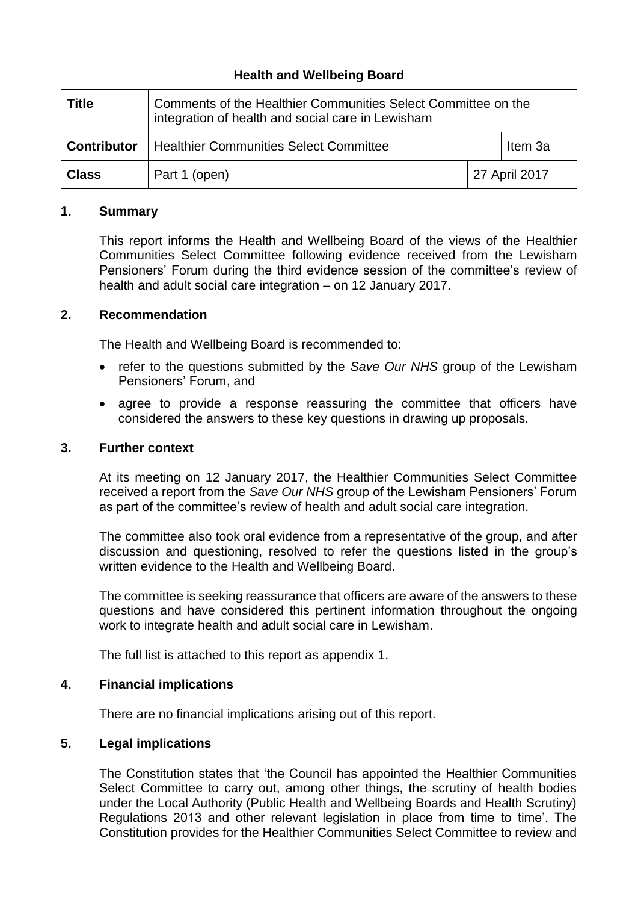| Health and Wellbeing Board | | | |
|---|---|---|---|
| **Title** | Comments of the Healthier Communities Select Committee on the integration of health and social care in Lewisham | | |
| **Contributor** | Healthier Communities Select Committee | | Item 3a |
| **Class** | Part 1 (open) | 27 April 2017 | |

## 1. Summary

This report informs the Health and Wellbeing Board of the views of the Healthier Communities Select Committee following evidence received from the Lewisham Pensioners' Forum during the third evidence session of the committee's review of health and adult social care integration – on 12 January 2017.

## 2. Recommendation

The Health and Wellbeing Board is recommended to:

- refer to the questions submitted by the *Save Our NHS* group of the Lewisham Pensioners' Forum, and
- agree to provide a response reassuring the committee that officers have considered the answers to these key questions in drawing up proposals.

## 3. Further context

At its meeting on 12 January 2017, the Healthier Communities Select Committee received a report from the *Save Our NHS* group of the Lewisham Pensioners' Forum as part of the committee's review of health and adult social care integration.

The committee also took oral evidence from a representative of the group, and after discussion and questioning, resolved to refer the questions listed in the group's written evidence to the Health and Wellbeing Board.

The committee is seeking reassurance that officers are aware of the answers to these questions and have considered this pertinent information throughout the ongoing work to integrate health and adult social care in Lewisham.

The full list is attached to this report as appendix 1.

## 4. Financial implications

There are no financial implications arising out of this report.

## 5. Legal implications

The Constitution states that 'the Council has appointed the Healthier Communities Select Committee to carry out, among other things, the scrutiny of health bodies under the Local Authority (Public Health and Wellbeing Boards and Health Scrutiny) Regulations 2013 and other relevant legislation in place from time to time'. The Constitution provides for the Healthier Communities Select Committee to review and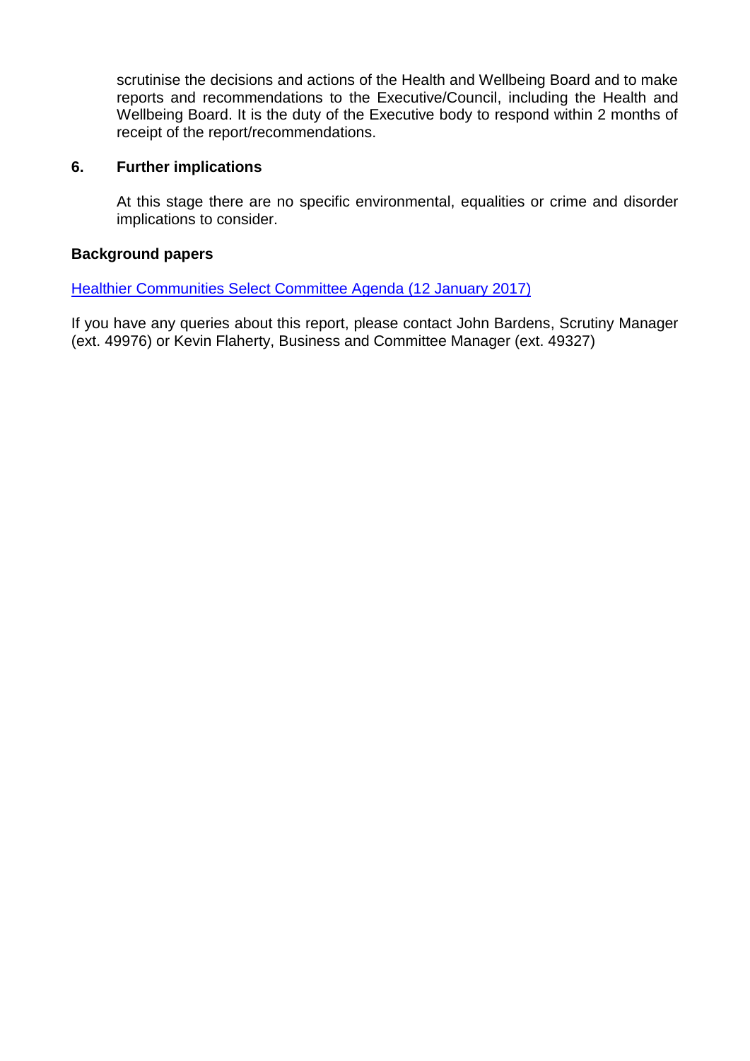scrutinise the decisions and actions of the Health and Wellbeing Board and to make reports and recommendations to the Executive/Council, including the Health and Wellbeing Board. It is the duty of the Executive body to respond within 2 months of receipt of the report/recommendations.

## 6. Further implications

At this stage there are no specific environmental, equalities or crime and disorder implications to consider.

## Background papers

[Healthier Communities Select Committee Agenda (12 January 2017)]

If you have any queries about this report, please contact John Bardens, Scrutiny Manager (ext. 49976) or Kevin Flaherty, Business and Committee Manager (ext. 49327)